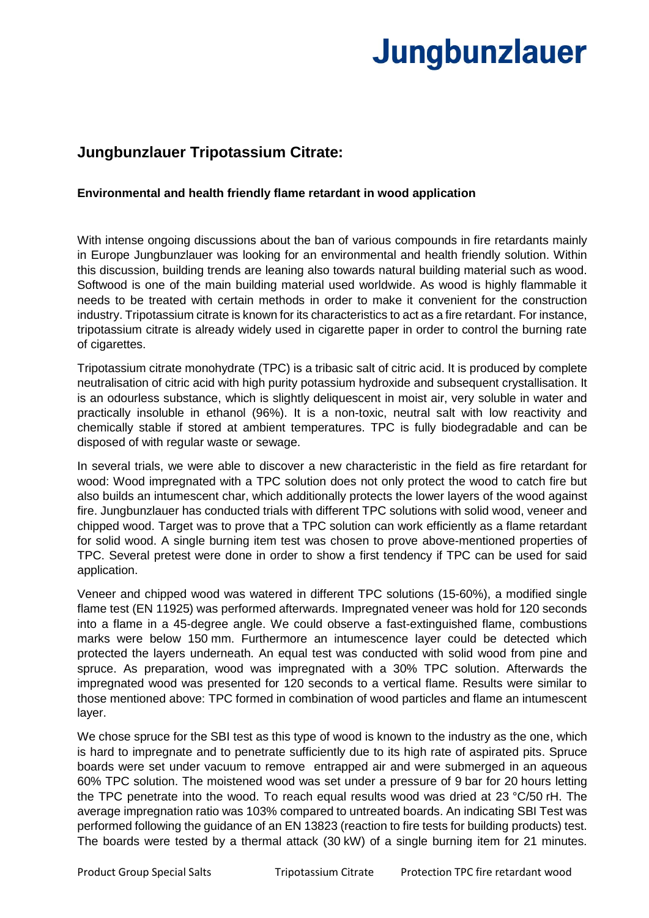# Jungbunzlauer

## Jungbunzlauer Tripotassium Citrate:

**Environmental and health friendly flame retardant in wood application**

With intense ongoing discussions about the ban of various compounds in fire retardants mainly in Europe Jungbunzlauer was looking for an environmental and health friendly solution. Within this discussion, building trends are leaning also towards natural building material such as wood. Softwood is one of the main building material used worldwide. As wood is highly flammable it needs to be treated with certain methods in order to make it convenient for the construction industry. Tripotassium citrate is known for its characteristics to act as a fire retardant. For instance, tripotassium citrate is already widely used in cigarette paper in order to control the burning rate of cigarettes.

Tripotassium citrate monohydrate (TPC) is a tribasic salt of citric acid. It is produced by complete neutralisation of citric acid with high purity potassium hydroxide and subsequent crystallisation. It is an odourless substance, which is slightly deliquescent in moist air, very soluble in water and practically insoluble in ethanol (96%). It is a non-toxic, neutral salt with low reactivity and chemically stable if stored at ambient temperatures. TPC is fully biodegradable and can be disposed of with regular waste or sewage.

In several trials, we were able to discover a new characteristic in the field as fire retardant for wood: Wood impregnated with a TPC solution does not only protect the wood to catch fire but also builds an intumescent char, which additionally protects the lower layers of the wood against fire. Jungbunzlauer has conducted trials with different TPC solutions with solid wood, veneer and chipped wood. Target was to prove that a TPC solution can work efficiently as a flame retardant for solid wood. A single burning item test was chosen to prove above-mentioned properties of TPC. Several pretest were done in order to show a first tendency if TPC can be used for said application.

Veneer and chipped wood was watered in different TPC solutions (15-60%), a modified single flame test (EN 11925) was performed afterwards. Impregnated veneer was hold for 120 seconds into a flame in a 45-degree angle. We could observe a fast-extinguished flame, combustions marks were below 150 mm. Furthermore an intumescence layer could be detected which protected the layers underneath. An equal test was conducted with solid wood from pine and spruce. As preparation, wood was impregnated with a 30% TPC solution. Afterwards the impregnated wood was presented for 120 seconds to a vertical flame. Results were similar to those mentioned above: TPC formed in combination of wood particles and flame an intumescent layer.

We chose spruce for the SBI test as this type of wood is known to the industry as the one, which is hard to impregnate and to penetrate sufficiently due to its high rate of aspirated pits. Spruce boards were set under vacuum to remove entrapped air and were submerged in an aqueous 60% TPC solution. The moistened wood was set under a pressure of 9 bar for 20 hours letting the TPC penetrate into the wood. To reach equal results wood was dried at 23 °C/50 rH. The average impregnation ratio was 103% compared to untreated boards. An indicating SBI Test was performed following the guidance of an EN 13823 (reaction to fire tests for building products) test. The boards were tested by a thermal attack (30 kW) of a single burning item for 21 minutes.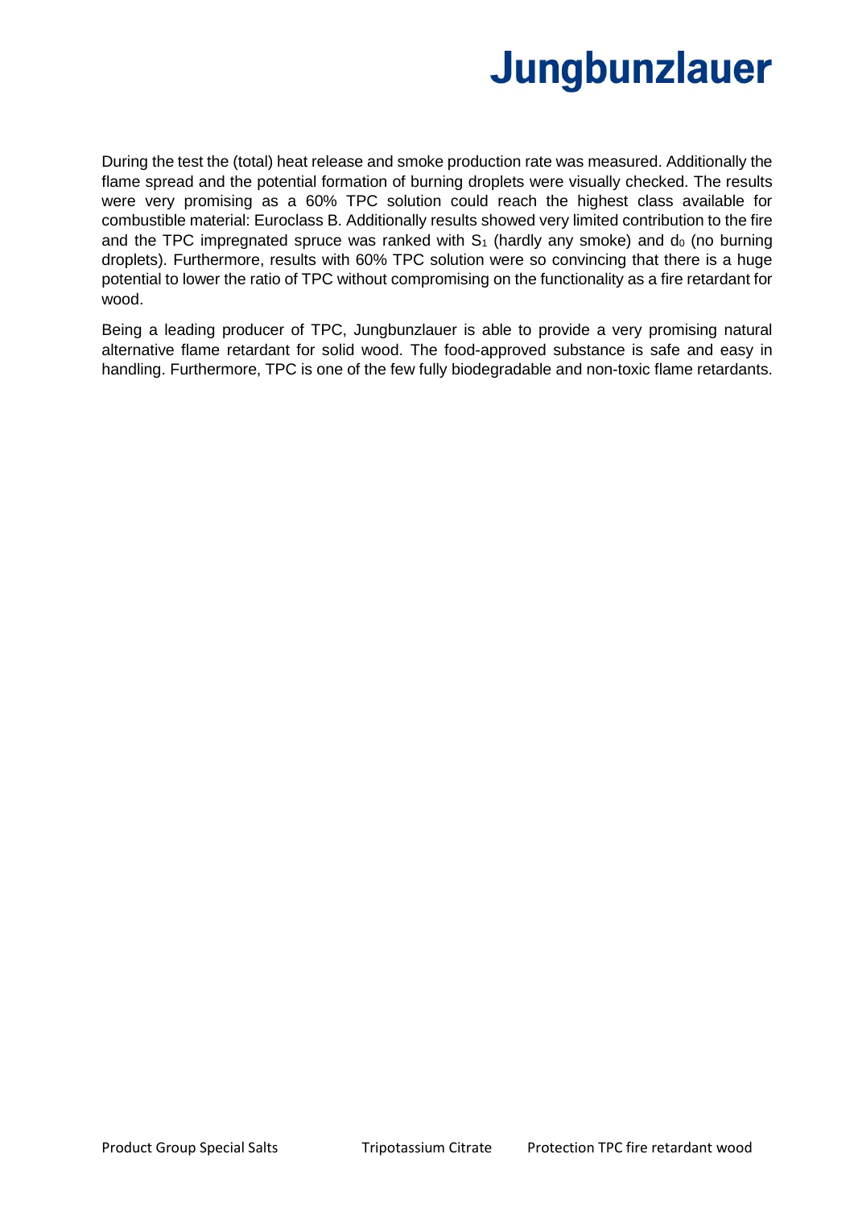During the test the (total) heat release and smoke production rate was measured. Additionally the flame spread and the potential formation of burning droplets were visually checked. The results were very promising as a 60% TPC solution could reach the highest class available for combustible material: Euroclass B. Additionally results showed very limited contribution to the fire and the TPC impregnated spruce was ranked with $S_1$ (hardly any smoke) and $d_0$ (no burning droplets). Furthermore, results with 60% TPC solution were so convincing that there is a huge potential to lower the ratio of TPC without compromising on the functionality as a fire retardant for wood.

Being a leading producer of TPC, Jungbunzlauer is able to provide a very promising natural alternative flame retardant for solid wood. The food-approved substance is safe and easy in handling. Furthermore, TPC is one of the few fully biodegradable and non-toxic flame retardants.